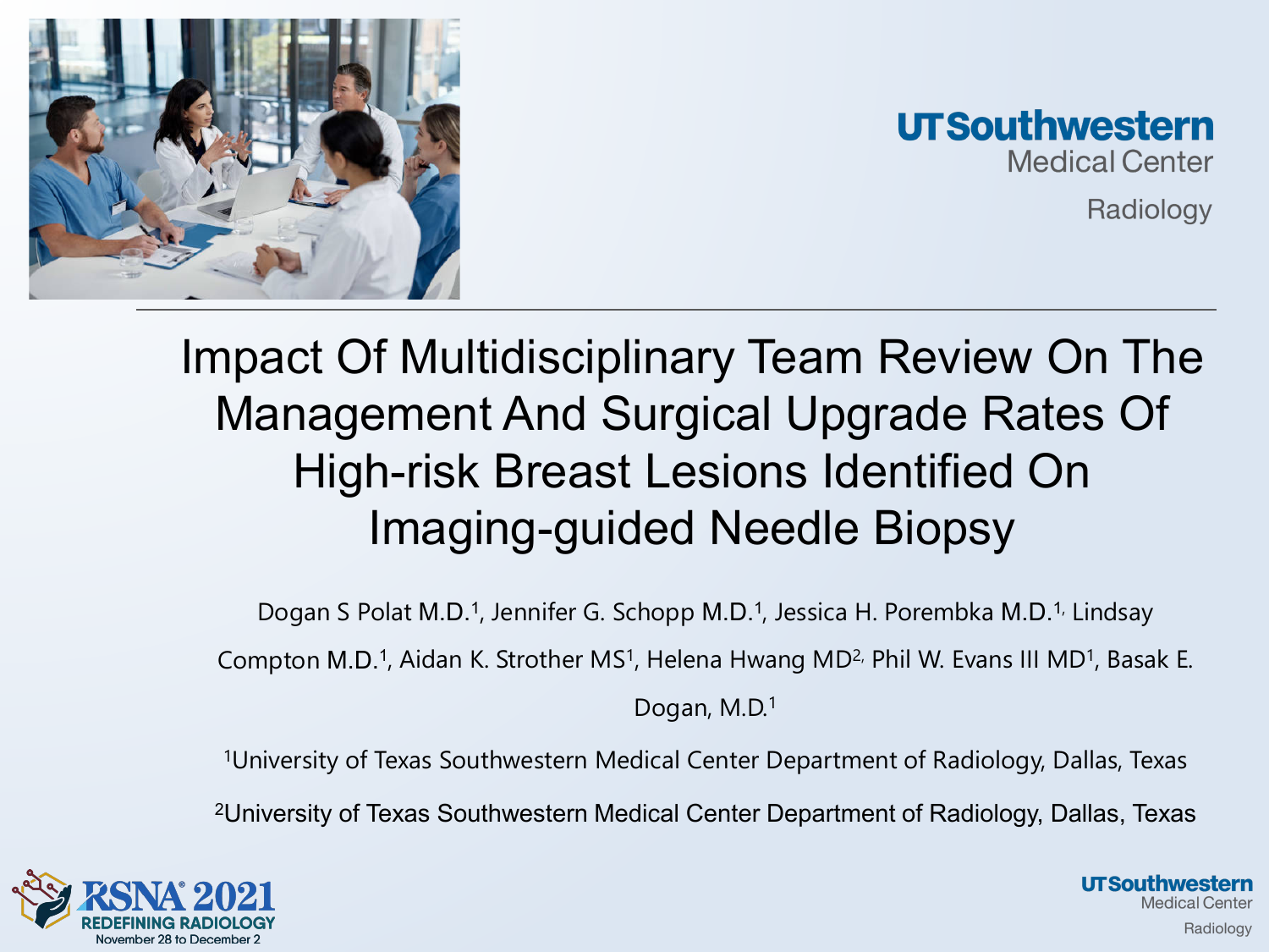UTSouthwestern Medical Center

Radiology

# Impact Of Multidisciplinary Team Review On The Management And Surgical Upgrade Rates Of High-risk Breast Lesions Identified On Imaging-guided Needle Biopsy

Dogan S Polat M.D.[1], Jennifer G. Schopp M.D.[1], Jessica H. Porembka M.D.[1], Lindsay Compton M.D.[1], Aidan K. Strother MS[1], Helena Hwang MD[2], Phil W. Evans III MD[1], Basak E. Dogan, M.D.[1]

[1]University of Texas Southwestern Medical Center Department of Radiology, Dallas, Texas

[2]University of Texas Southwestern Medical Center Department of Radiology, Dallas, Texas

RSNA 2021 REDEFINING RADIOLOGY November 28 to December 2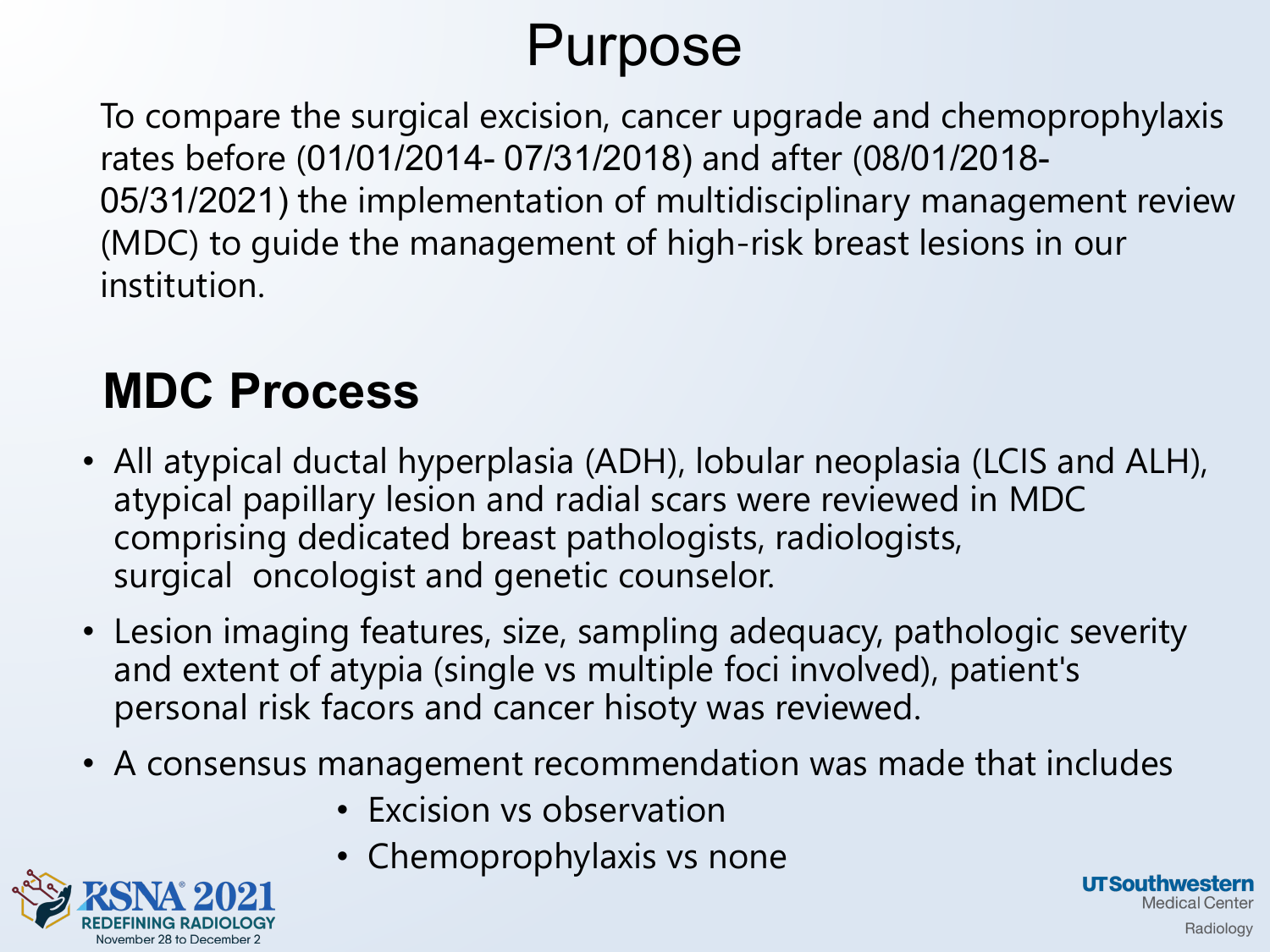# Purpose

To compare the surgical excision, cancer upgrade and chemoprophylaxis rates before (01/01/2014- 07/31/2018) and after (08/01/2018- 05/31/2021) the implementation of multidisciplinary management review (MDC) to guide the management of high-risk breast lesions in our institution.

## MDC Process

- All atypical ductal hyperplasia (ADH), lobular neoplasia (LCIS and ALH), atypical papillary lesion and radial scars were reviewed in MDC comprising dedicated breast pathologists, radiologists, surgical oncologist and genetic counselor.
- Lesion imaging features, size, sampling adequacy, pathologic severity and extent of atypia (single vs multiple foci involved), patient's personal risk facors and cancer hisoty was reviewed.
- A consensus management recommendation was made that includes
  - Excision vs observation
  - Chemoprophylaxis vs none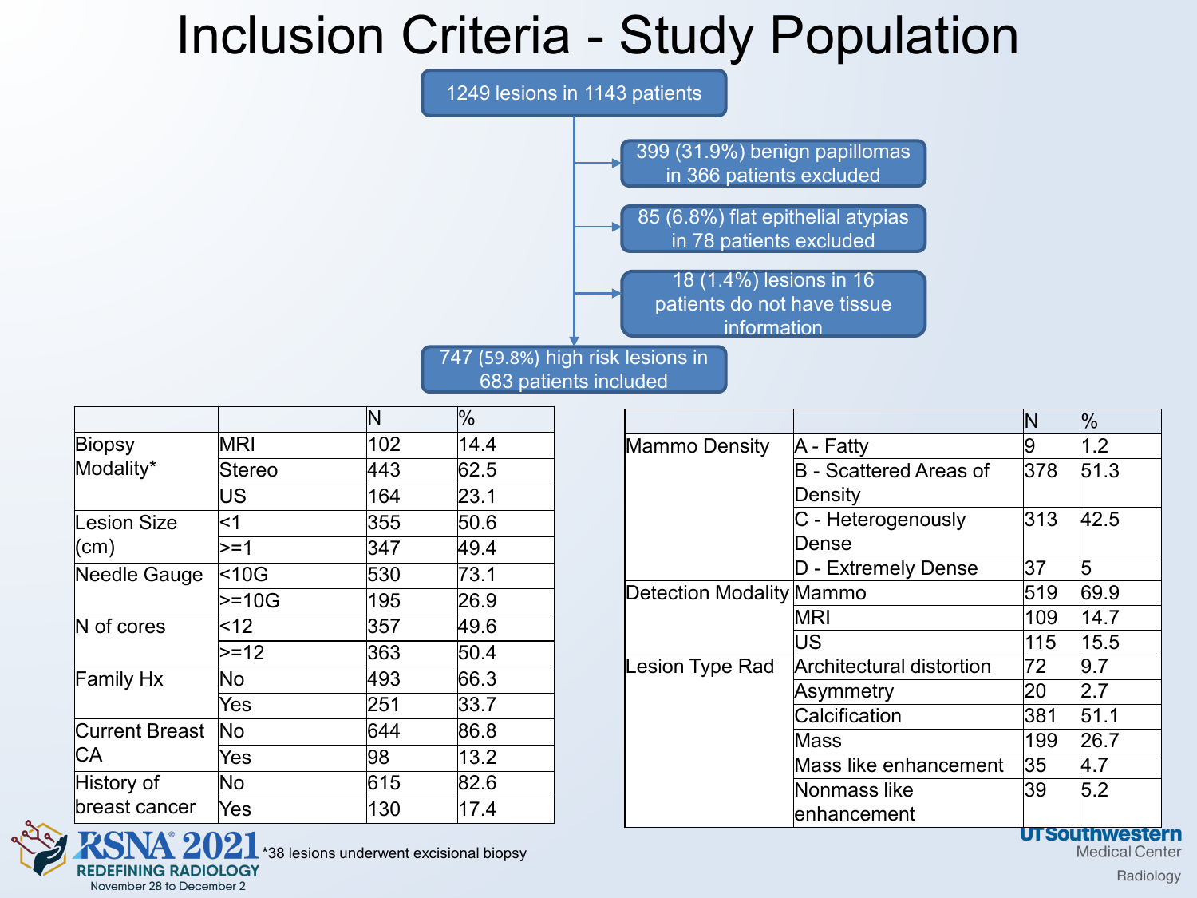# Inclusion Criteria - Study Population

1249 lesions in 1143 patients

- 399 (31.9%) benign papillomas in 366 patients excluded
- 85 (6.8%) flat epithelial atypias in 78 patients excluded
- 18 (1.4%) lesions in 16 patients do not have tissue information

747 (59.8%) high risk lesions in 683 patients included

| | | N | % |
|---|---|---|---|
| Biopsy Modality* | MRI | 102 | 14.4 |
| | Stereo | 443 | 62.5 |
| | US | 164 | 23.1 |
| Lesion Size (cm) | <1 | 355 | 50.6 |
| | >=1 | 347 | 49.4 |
| Needle Gauge | <10G | 530 | 73.1 |
| | >=10G | 195 | 26.9 |
| N of cores | <12 | 357 | 49.6 |
| | >=12 | 363 | 50.4 |
| Family Hx | No | 493 | 66.3 |
| | Yes | 251 | 33.7 |
| Current Breast CA | No | 644 | 86.8 |
| | Yes | 98 | 13.2 |
| History of breast cancer | No | 615 | 82.6 |
| | Yes | 130 | 17.4 |

*38 lesions underwent excisional biopsy

| | | N | % |
|---|---|---|---|
| Mammo Density | A - Fatty | 9 | 1.2 |
| | B - Scattered Areas of Density | 378 | 51.3 |
| | C - Heterogenously Dense | 313 | 42.5 |
| | D - Extremely Dense | 37 | 5 |
| Detection Modality | Mammo | 519 | 69.9 |
| | MRI | 109 | 14.7 |
| | US | 115 | 15.5 |
| Lesion Type Rad | Architectural distortion | 72 | 9.7 |
| | Asymmetry | 20 | 2.7 |
| | Calcification | 381 | 51.1 |
| | Mass | 199 | 26.7 |
| | Mass like enhancement | 35 | 4.7 |
| | Nonmass like enhancement | 39 | 5.2 |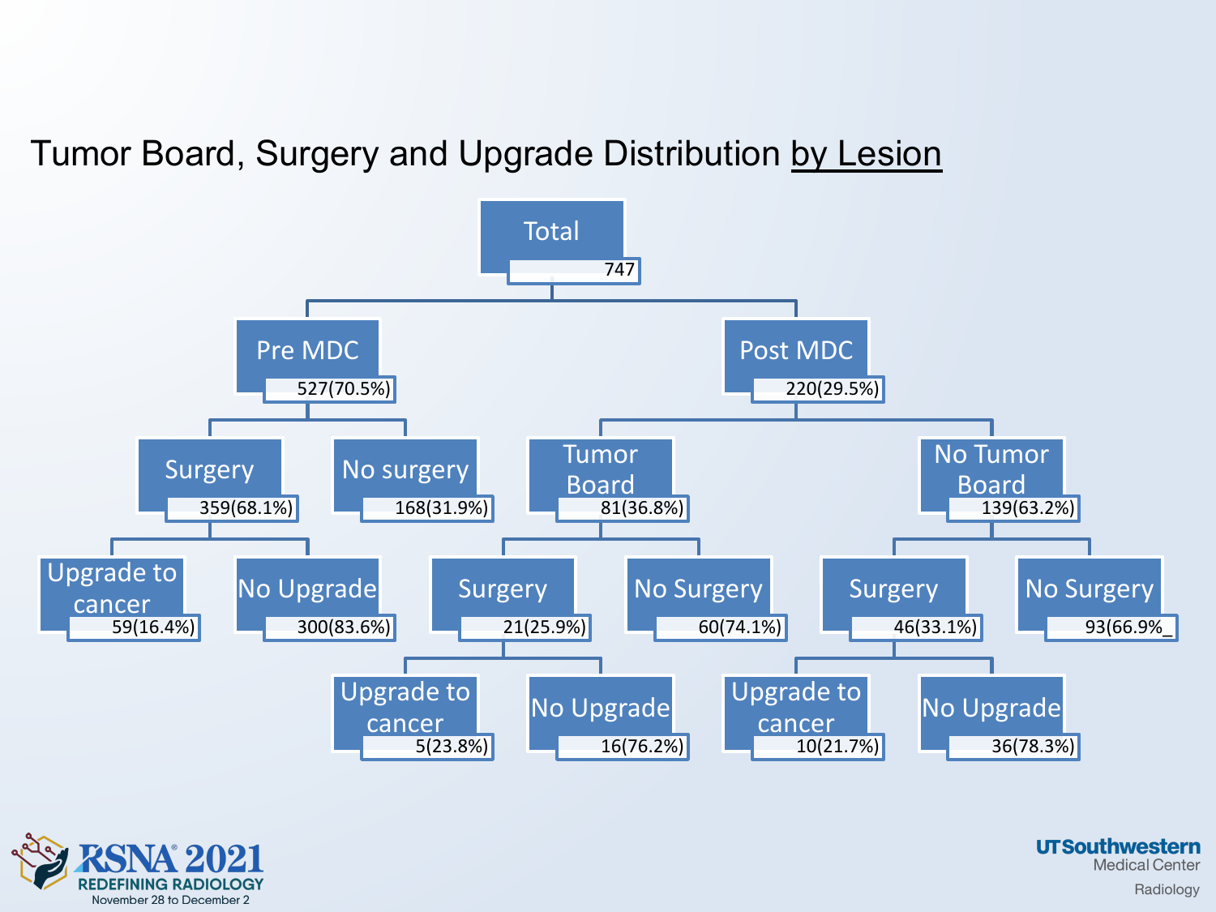# Tumor Board, Surgery and Upgrade Distribution by Lesion

- **Total**: 747
  - **Pre MDC**: 527(70.5%)
    - **Surgery**: 359(68.1%)
      - **Upgrade to cancer**: 59(16.4%)
      - **No Upgrade**: 300(83.6%)
    - **No surgery**: 168(31.9%)
  - **Post MDC**: 220(29.5%)
    - **Tumor Board**: 81(36.8%)
      - **Surgery**: 21(25.9%)
        - **Upgrade to cancer**: 5(23.8%)
        - **No Upgrade**: 16(76.2%)
      - **No Surgery**: 60(74.1%)
    - **No Tumor Board**: 139(63.2%)
      - **Surgery**: 46(33.1%)
        - **Upgrade to cancer**: 10(21.7%)
        - **No Upgrade**: 36(78.3%)
      - **No Surgery**: 93(66.9%_

RSNA 2021 REDEFINING RADIOLOGY November 28 to December 2

UTSouthwestern Medical Center Radiology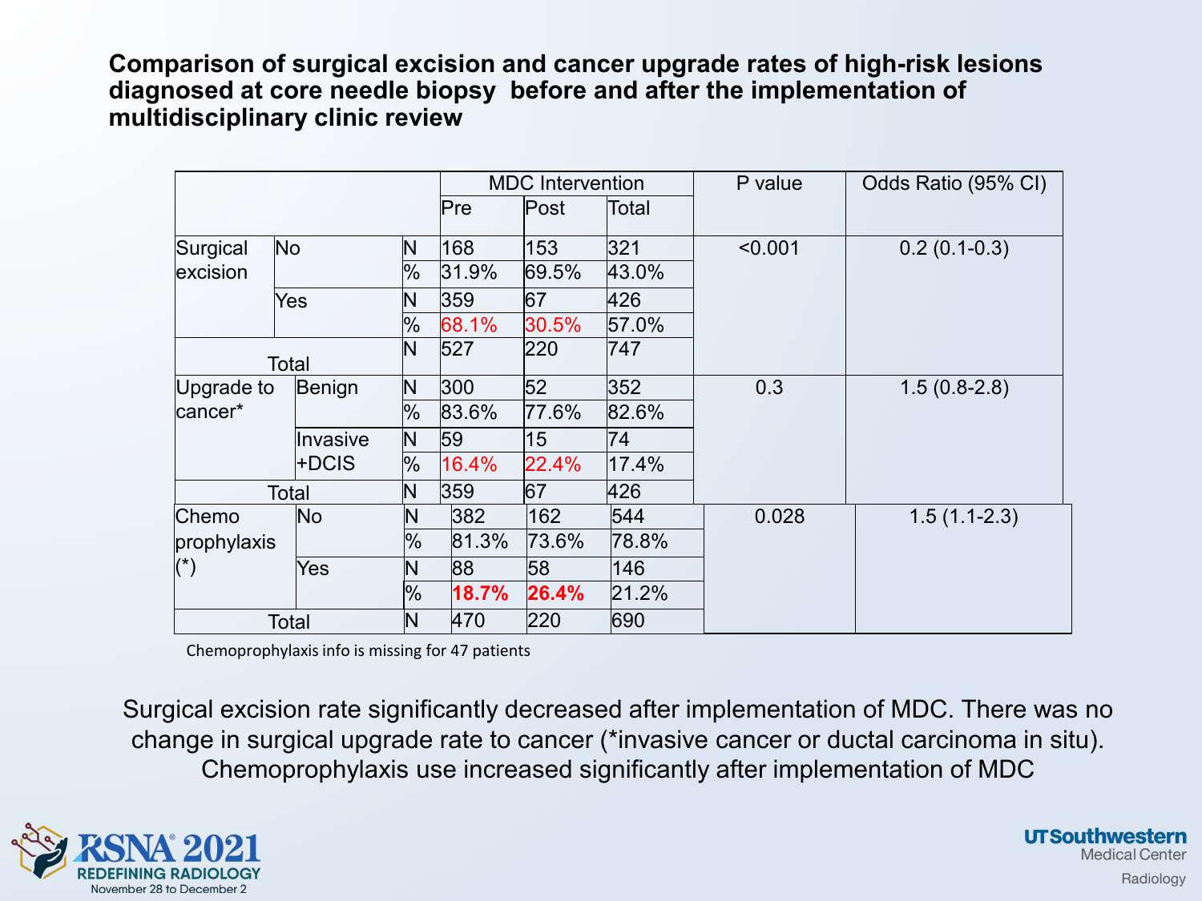## Comparison of surgical excision and cancer upgrade rates of high-risk lesions diagnosed at core needle biopsy before and after the implementation of multidisciplinary clinic review

| | | | MDC Intervention | | | P value | Odds Ratio (95% CI) |
|---|---|---|---|---|---|---|---|
| | | | Pre | Post | Total | | |
| Surgical excision | No | N | 168 | 153 | 321 | <0.001 | 0.2 (0.1-0.3) |
| | | % | 31.9% | 69.5% | 43.0% | | |
| | Yes | N | 359 | 67 | 426 | | |
| | | % | 68.1% | 30.5% | 57.0% | | |
| Total | | N | 527 | 220 | 747 | | |
| Upgrade to cancer* | Benign | N | 300 | 52 | 352 | 0.3 | 1.5 (0.8-2.8) |
| | | % | 83.6% | 77.6% | 82.6% | | |
| | Invasive +DCIS | N | 59 | 15 | 74 | | |
| | | % | 16.4% | 22.4% | 17.4% | | |
| Total | | N | 359 | 67 | 426 | | |
| Chemo prophylaxis (*) | No | N | 382 | 162 | 544 | 0.028 | 1.5 (1.1-2.3) |
| | | % | 81.3% | 73.6% | 78.8% | | |
| | Yes | N | 88 | 58 | 146 | | |
| | | % | **18.7%** | **26.4%** | 21.2% | | |
| Total | | N | 470 | 220 | 690 | | |

Chemoprophylaxis info is missing for 47 patients

Surgical excision rate significantly decreased after implementation of MDC. There was no change in surgical upgrade rate to cancer (*invasive cancer or ductal carcinoma in situ). Chemoprophylaxis use increased significantly after implementation of MDC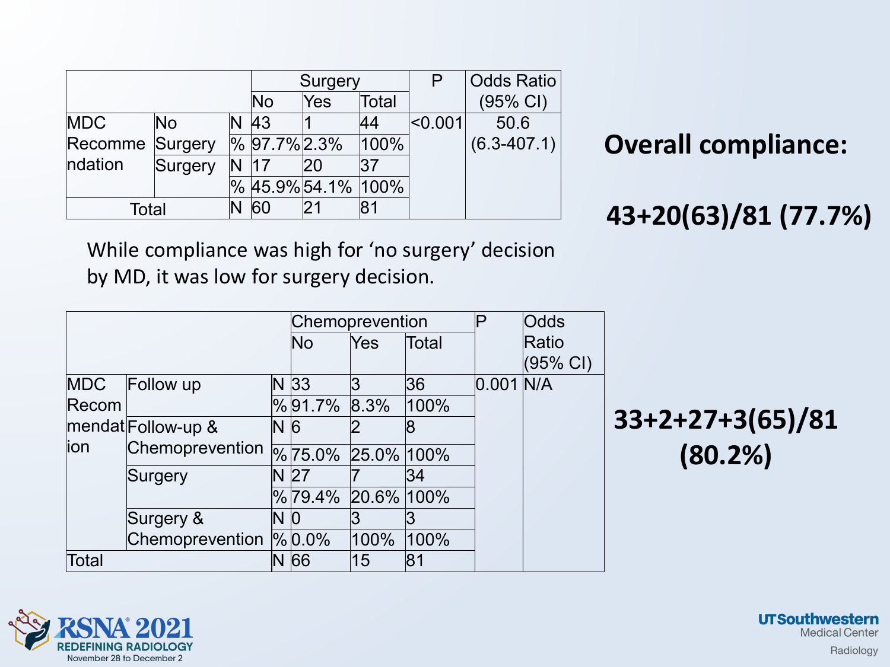| | | | Surgery | | | P | Odds Ratio (95% CI) |
|---|---|---|---|---|---|---|---|
| | | | No | Yes | Total | | |
| MDC Recommendation | No Surgery | N | 43 | 1 | 44 | <0.001 | 50.6 (6.3-407.1) |
| | | % | 97.7% | 2.3% | 100% | | |
| | Surgery | N | 17 | 20 | 37 | | |
| | | % | 45.9% | 54.1% | 100% | | |
| Total | | N | 60 | 21 | 81 | | |

**Overall compliance:**

**43+20(63)/81 (77.7%)**

While compliance was high for 'no surgery' decision by MD, it was low for surgery decision.

| | | | Chemoprevention | | | P | Odds Ratio (95% CI) |
|---|---|---|---|---|---|---|---|
| | | | No | Yes | Total | | |
| MDC Recommendation | Follow up | N | 33 | 3 | 36 | 0.001 | N/A |
| | | % | 91.7% | 8.3% | 100% | | |
| | Follow-up & Chemoprevention | N | 6 | 2 | 8 | | |
| | | % | 75.0% | 25.0% | 100% | | |
| | Surgery | N | 27 | 7 | 34 | | |
| | | % | 79.4% | 20.6% | 100% | | |
| | Surgery & Chemoprevention | N | 0 | 3 | 3 | | |
| | | % | 0.0% | 100% | 100% | | |
| Total | | N | 66 | 15 | 81 | | |

**33+2+27+3(65)/81 (80.2%)**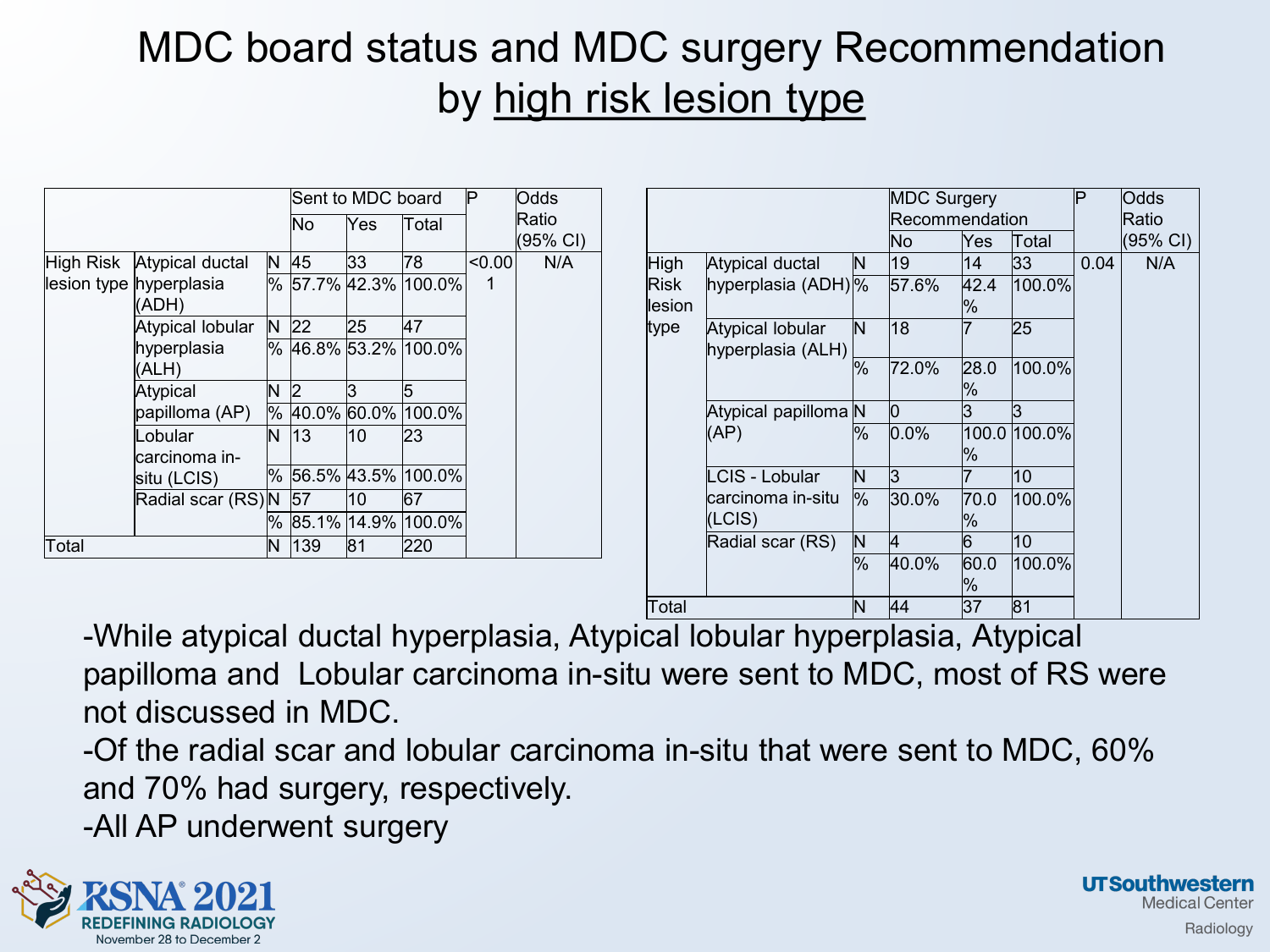# MDC board status and MDC surgery Recommendation by high risk lesion type

| | | | Sent to MDC board | | | P | Odds Ratio (95% CI) |
|---|---|---|---|---|---|---|---|
| | | | No | Yes | Total | | |
| High Risk lesion type | Atypical ductal hyperplasia (ADH) | N | 45 | 33 | 78 | <0.001 | N/A |
| | | % | 57.7% | 42.3% | 100.0% | | |
| | Atypical lobular hyperplasia (ALH) | N | 22 | 25 | 47 | | |
| | | % | 46.8% | 53.2% | 100.0% | | |
| | Atypical papilloma (AP) | N | 2 | 3 | 5 | | |
| | | % | 40.0% | 60.0% | 100.0% | | |
| | Lobular carcinoma in-situ (LCIS) | N | 13 | 10 | 23 | | |
| | | % | 56.5% | 43.5% | 100.0% | | |
| | Radial scar (RS) | N | 57 | 10 | 67 | | |
| | | % | 85.1% | 14.9% | 100.0% | | |
| Total | | N | 139 | 81 | 220 | | |

| | | | MDC Surgery Recommendation | | | P | Odds Ratio (95% CI) |
|---|---|---|---|---|---|---|---|
| | | | No | Yes | Total | | |
| High Risk lesion type | Atypical ductal hyperplasia (ADH) | N | 19 | 14 | 33 | 0.04 | N/A |
| | | % | 57.6% | 42.4% | 100.0% | | |
| | Atypical lobular hyperplasia (ALH) | N | 18 | 7 | 25 | | |
| | | % | 72.0% | 28.0% | 100.0% | | |
| | Atypical papilloma (AP) | N | 0 | 3 | 3 | | |
| | | % | 0.0% | 100.0% | 100.0% | | |
| | LCIS - Lobular carcinoma in-situ (LCIS) | N | 3 | 7 | 10 | | |
| | | % | 30.0% | 70.0% | 100.0% | | |
| | Radial scar (RS) | N | 4 | 6 | 10 | | |
| | | % | 40.0% | 60.0% | 100.0% | | |
| Total | | N | 44 | 37 | 81 | | |

- While atypical ductal hyperplasia, Atypical lobular hyperplasia, Atypical papilloma and Lobular carcinoma in-situ were sent to MDC, most of RS were not discussed in MDC.
- Of the radial scar and lobular carcinoma in-situ that were sent to MDC, 60% and 70% had surgery, respectively.
- All AP underwent surgery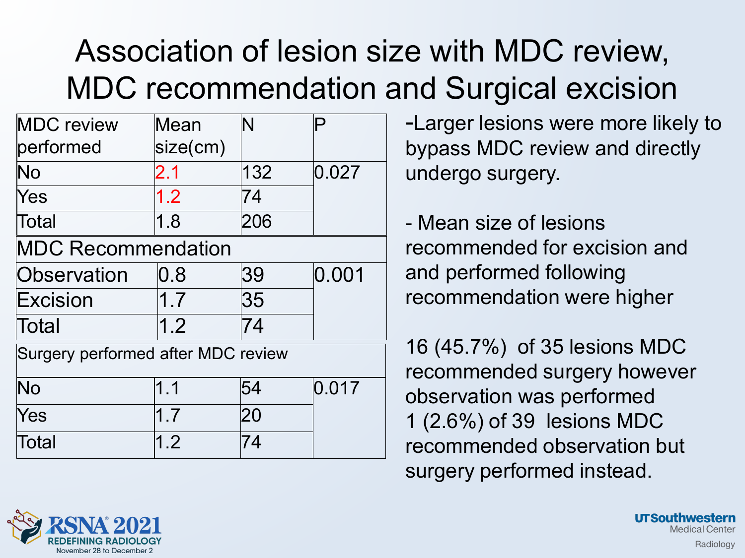# Association of lesion size with MDC review, MDC recommendation and Surgical excision

| MDC review performed | Mean size(cm) | N | P |
|---|---|---|---|
| No | 2.1 | 132 | 0.027 |
| Yes | 1.2 | 74 | |
| Total | 1.8 | 206 | |
| **MDC Recommendation** | | | |
| Observation | 0.8 | 39 | 0.001 |
| Excision | 1.7 | 35 | |
| Total | 1.2 | 74 | |
| **Surgery performed after MDC review** | | | |
| No | 1.1 | 54 | 0.017 |
| Yes | 1.7 | 20 | |
| Total | 1.2 | 74 | |

-Larger lesions were more likely to bypass MDC review and directly undergo surgery.

- Mean size of lesions recommended for excision and and performed following recommendation were higher

16 (45.7%) of 35 lesions MDC recommended surgery however observation was performed
1 (2.6%) of 39 lesions MDC recommended observation but surgery performed instead.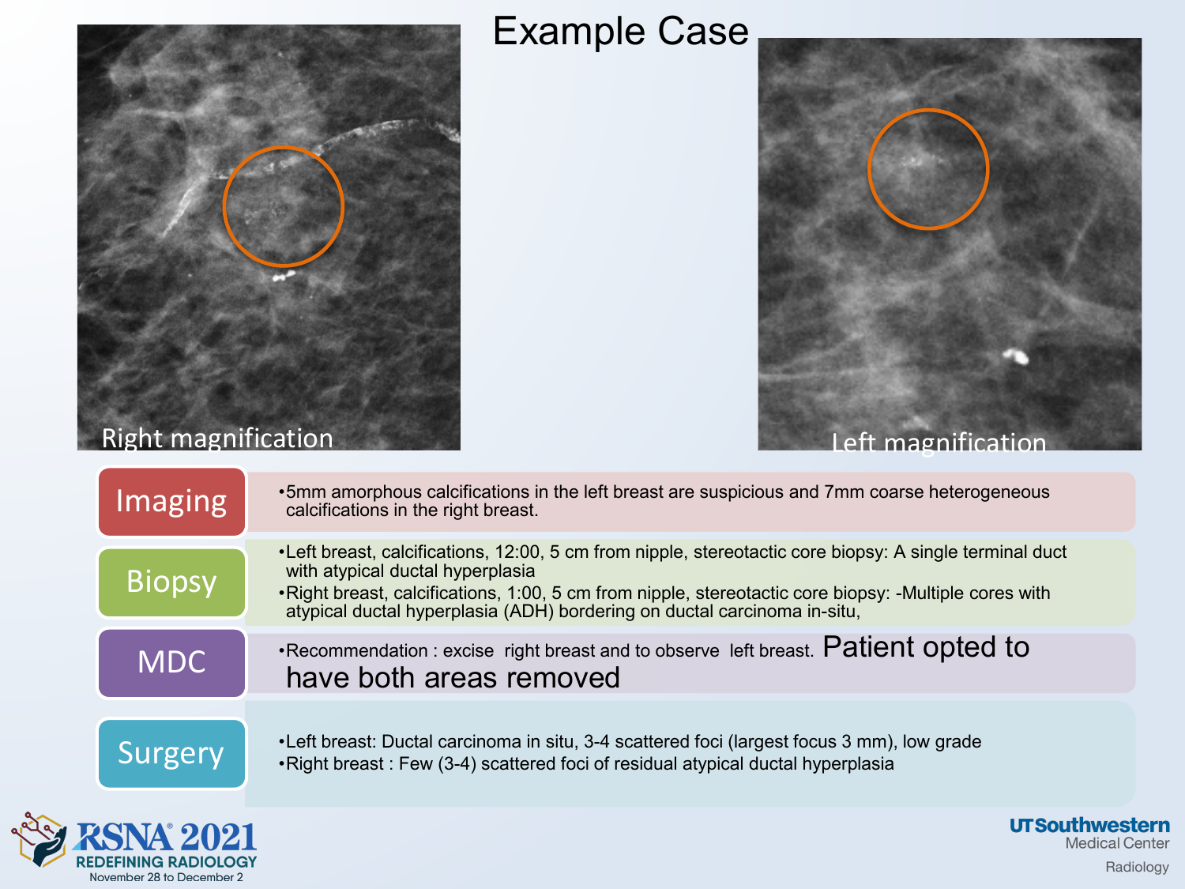# Example Case

Right magnification

Left magnification

**Imaging**

- 5mm amorphous calcifications in the left breast are suspicious and 7mm coarse heterogeneous calcifications in the right breast.

**Biopsy**

- Left breast, calcifications, 12:00, 5 cm from nipple, stereotactic core biopsy: A single terminal duct with atypical ductal hyperplasia
- Right breast, calcifications, 1:00, 5 cm from nipple, stereotactic core biopsy: -Multiple cores with atypical ductal hyperplasia (ADH) bordering on ductal carcinoma in-situ,

**MDC**

- Recommendation : excise right breast and to observe left breast. Patient opted to have both areas removed

**Surgery**

- Left breast: Ductal carcinoma in situ, 3-4 scattered foci (largest focus 3 mm), low grade
- Right breast : Few (3-4) scattered foci of residual atypical ductal hyperplasia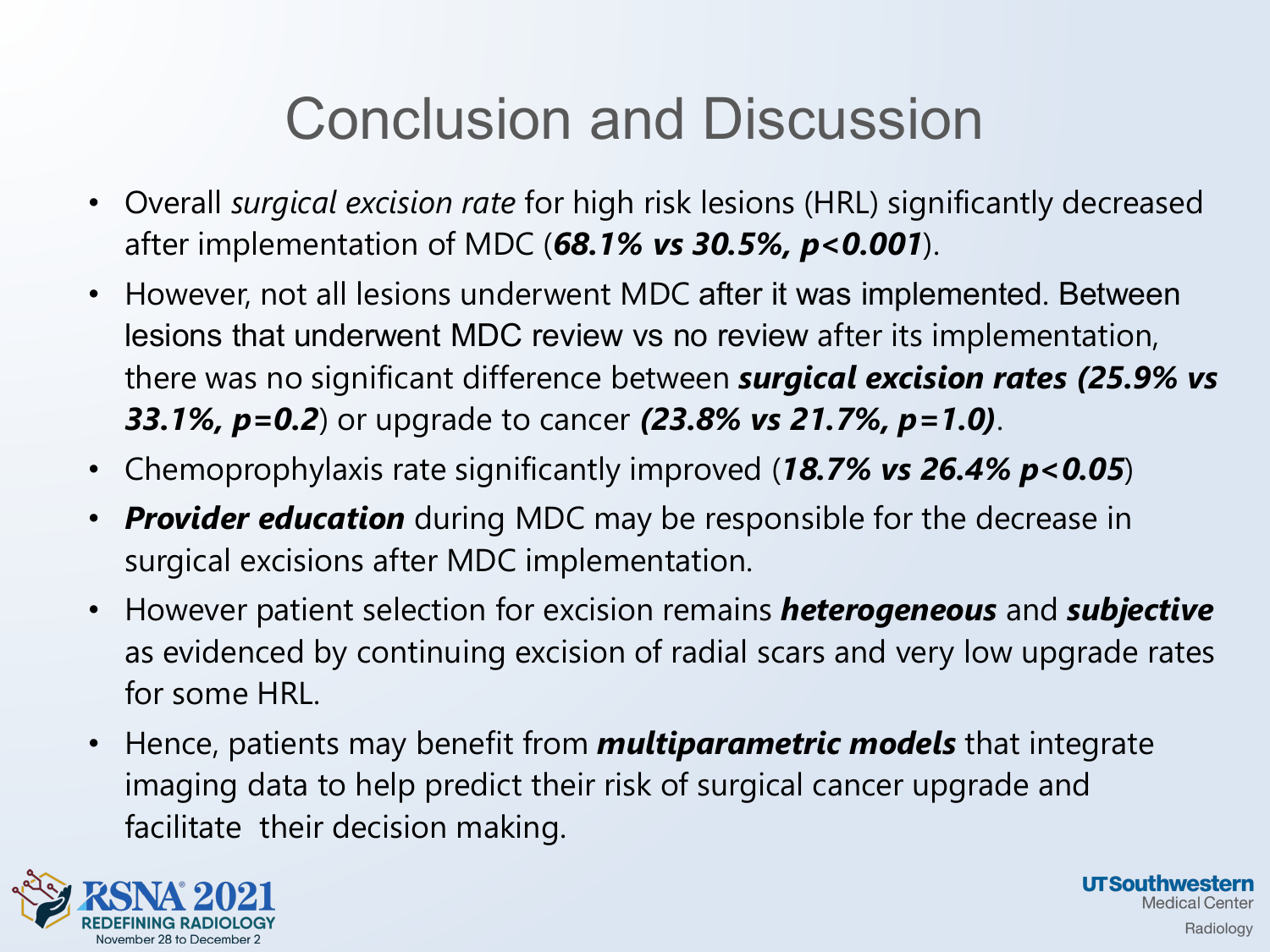# Conclusion and Discussion

- Overall *surgical excision rate* for high risk lesions (HRL) significantly decreased after implementation of MDC (***68.1% vs 30.5%, p<0.001***).
- However, not all lesions underwent MDC after it was implemented. Between lesions that underwent MDC review vs no review after its implementation, there was no significant difference between ***surgical excision rates (25.9% vs 33.1%, p=0.2***) or upgrade to cancer ***(23.8% vs 21.7%, p=1.0)***.
- Chemoprophylaxis rate significantly improved (***18.7% vs 26.4% p<0.05***)
- ***Provider education*** during MDC may be responsible for the decrease in surgical excisions after MDC implementation.
- However patient selection for excision remains ***heterogeneous*** and ***subjective*** as evidenced by continuing excision of radial scars and very low upgrade rates for some HRL.
- Hence, patients may benefit from ***multiparametric models*** that integrate imaging data to help predict their risk of surgical cancer upgrade and facilitate their decision making.